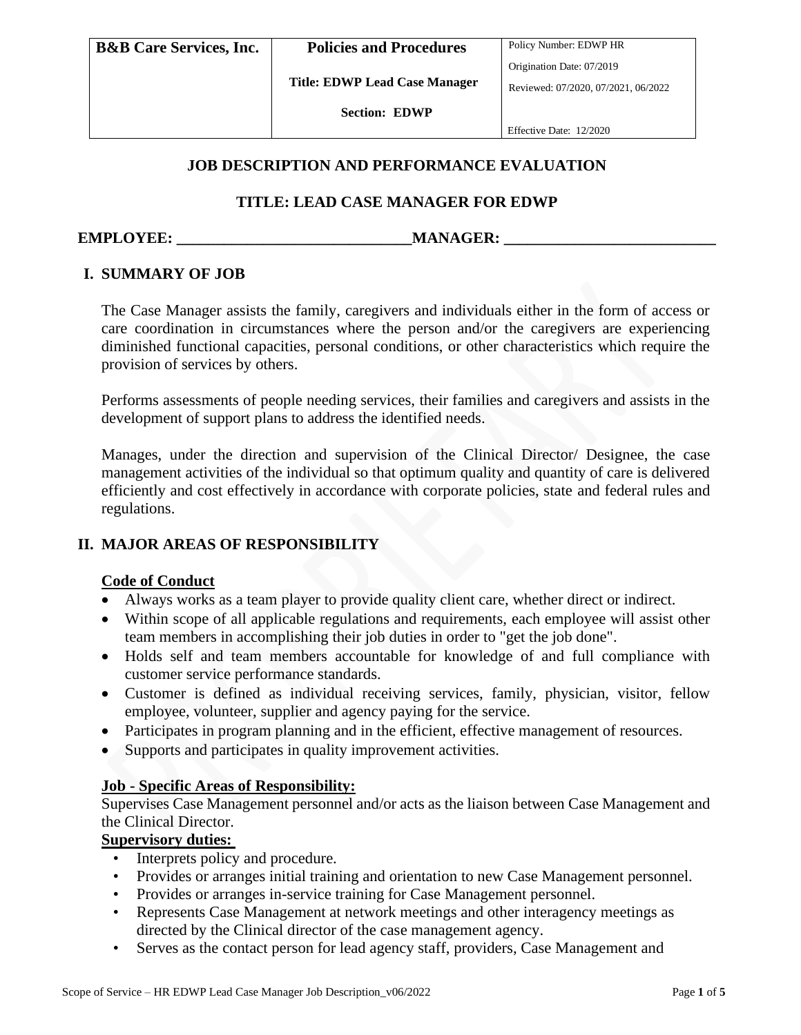| B&B Care Services, Inc. | Policies and Procedures<br><br>Title: EDWP Lead Case Manager<br><br>Section: EDWP | Policy Number: EDWP HR<br>Origination Date: 07/2019<br>Reviewed: 07/2020, 07/2021, 06/2022<br><br>Effective Date: 12/2020 |
|---|---|---|

## JOB DESCRIPTION AND PERFORMANCE EVALUATION

## TITLE: LEAD CASE MANAGER FOR EDWP

**EMPLOYEE: ______________________________MANAGER: ___________________________**

## I. SUMMARY OF JOB

The Case Manager assists the family, caregivers and individuals either in the form of access or care coordination in circumstances where the person and/or the caregivers are experiencing diminished functional capacities, personal conditions, or other characteristics which require the provision of services by others.

Performs assessments of people needing services, their families and caregivers and assists in the development of support plans to address the identified needs.

Manages, under the direction and supervision of the Clinical Director/ Designee, the case management activities of the individual so that optimum quality and quantity of care is delivered efficiently and cost effectively in accordance with corporate policies, state and federal rules and regulations.

## II. MAJOR AREAS OF RESPONSIBILITY

**Code of Conduct**

- Always works as a team player to provide quality client care, whether direct or indirect.
- Within scope of all applicable regulations and requirements, each employee will assist other team members in accomplishing their job duties in order to "get the job done".
- Holds self and team members accountable for knowledge of and full compliance with customer service performance standards.
- Customer is defined as individual receiving services, family, physician, visitor, fellow employee, volunteer, supplier and agency paying for the service.
- Participates in program planning and in the efficient, effective management of resources.
- Supports and participates in quality improvement activities.

**Job - Specific Areas of Responsibility:**

Supervises Case Management personnel and/or acts as the liaison between Case Management and the Clinical Director.

**Supervisory duties:**

- Interprets policy and procedure.
- Provides or arranges initial training and orientation to new Case Management personnel.
- Provides or arranges in-service training for Case Management personnel.
- Represents Case Management at network meetings and other interagency meetings as directed by the Clinical director of the case management agency.
- Serves as the contact person for lead agency staff, providers, Case Management and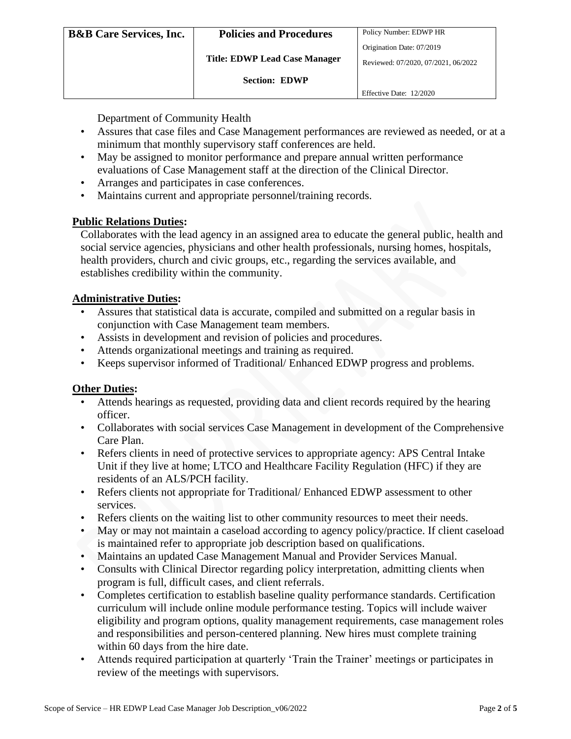Department of Community Health

- Assures that case files and Case Management performances are reviewed as needed, or at a minimum that monthly supervisory staff conferences are held.
- May be assigned to monitor performance and prepare annual written performance evaluations of Case Management staff at the direction of the Clinical Director.
- Arranges and participates in case conferences.
- Maintains current and appropriate personnel/training records.

**Public Relations Duties:**

Collaborates with the lead agency in an assigned area to educate the general public, health and social service agencies, physicians and other health professionals, nursing homes, hospitals, health providers, church and civic groups, etc., regarding the services available, and establishes credibility within the community.

**Administrative Duties:**

- Assures that statistical data is accurate, compiled and submitted on a regular basis in conjunction with Case Management team members.
- Assists in development and revision of policies and procedures.
- Attends organizational meetings and training as required.
- Keeps supervisor informed of Traditional/ Enhanced EDWP progress and problems.

**Other Duties:**

- Attends hearings as requested, providing data and client records required by the hearing officer.
- Collaborates with social services Case Management in development of the Comprehensive Care Plan.
- Refers clients in need of protective services to appropriate agency: APS Central Intake Unit if they live at home; LTCO and Healthcare Facility Regulation (HFC) if they are residents of an ALS/PCH facility.
- Refers clients not appropriate for Traditional/ Enhanced EDWP assessment to other services.
- Refers clients on the waiting list to other community resources to meet their needs.
- May or may not maintain a caseload according to agency policy/practice. If client caseload is maintained refer to appropriate job description based on qualifications.
- Maintains an updated Case Management Manual and Provider Services Manual.
- Consults with Clinical Director regarding policy interpretation, admitting clients when program is full, difficult cases, and client referrals.
- Completes certification to establish baseline quality performance standards. Certification curriculum will include online module performance testing. Topics will include waiver eligibility and program options, quality management requirements, case management roles and responsibilities and person-centered planning. New hires must complete training within 60 days from the hire date.
- Attends required participation at quarterly 'Train the Trainer' meetings or participates in review of the meetings with supervisors.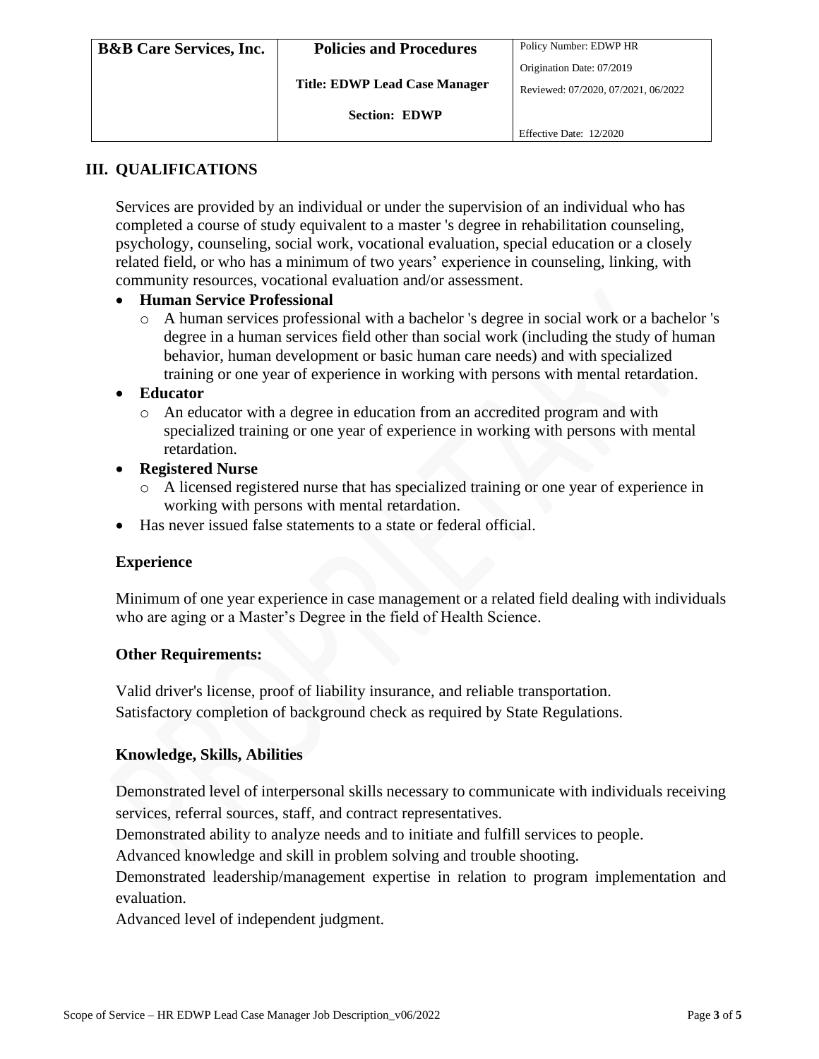## III. QUALIFICATIONS

Services are provided by an individual or under the supervision of an individual who has completed a course of study equivalent to a master 's degree in rehabilitation counseling, psychology, counseling, social work, vocational evaluation, special education or a closely related field, or who has a minimum of two years' experience in counseling, linking, with community resources, vocational evaluation and/or assessment.

- **Human Service Professional**
  - A human services professional with a bachelor 's degree in social work or a bachelor 's degree in a human services field other than social work (including the study of human behavior, human development or basic human care needs) and with specialized training or one year of experience in working with persons with mental retardation.
- **Educator**
  - An educator with a degree in education from an accredited program and with specialized training or one year of experience in working with persons with mental retardation.
- **Registered Nurse**
  - A licensed registered nurse that has specialized training or one year of experience in working with persons with mental retardation.
- Has never issued false statements to a state or federal official.

### Experience

Minimum of one year experience in case management or a related field dealing with individuals who are aging or a Master's Degree in the field of Health Science.

### Other Requirements:

Valid driver's license, proof of liability insurance, and reliable transportation.
Satisfactory completion of background check as required by State Regulations.

### Knowledge, Skills, Abilities

Demonstrated level of interpersonal skills necessary to communicate with individuals receiving services, referral sources, staff, and contract representatives.
Demonstrated ability to analyze needs and to initiate and fulfill services to people.
Advanced knowledge and skill in problem solving and trouble shooting.
Demonstrated leadership/management expertise in relation to program implementation and evaluation.
Advanced level of independent judgment.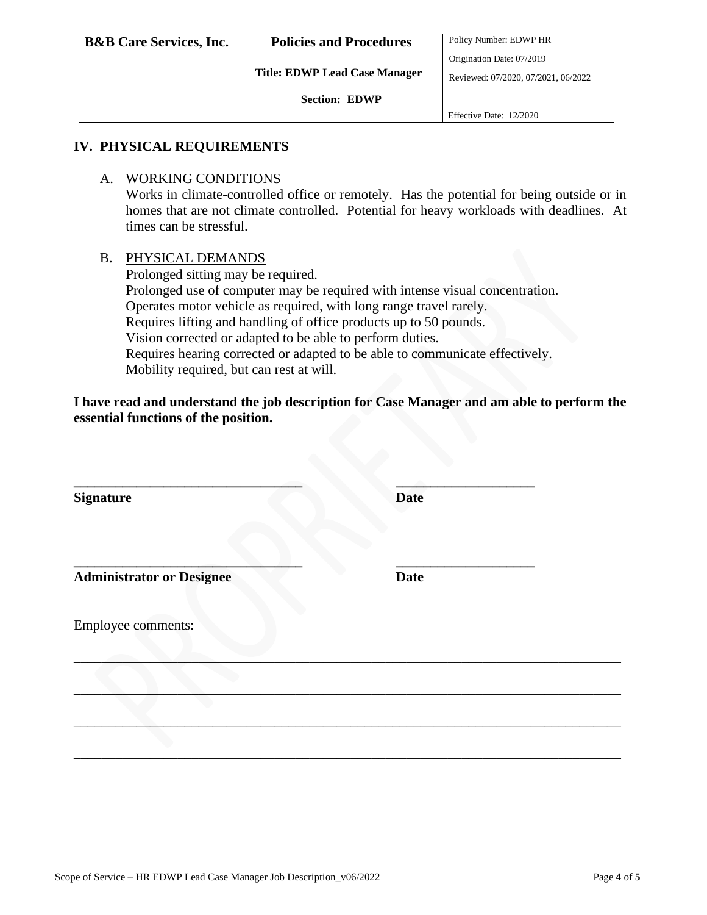## IV. PHYSICAL REQUIREMENTS

A. WORKING CONDITIONS

Works in climate-controlled office or remotely. Has the potential for being outside or in homes that are not climate controlled. Potential for heavy workloads with deadlines. At times can be stressful.

B. PHYSICAL DEMANDS

Prolonged sitting may be required.
Prolonged use of computer may be required with intense visual concentration.
Operates motor vehicle as required, with long range travel rarely.
Requires lifting and handling of office products up to 50 pounds.
Vision corrected or adapted to be able to perform duties.
Requires hearing corrected or adapted to be able to communicate effectively.
Mobility required, but can rest at will.

**I have read and understand the job description for Case Manager and am able to perform the essential functions of the position.**

________________________________ ____________________
**Signature** **Date**

________________________________ ____________________
**Administrator or Designee** **Date**

Employee comments:

_____________________________________________________________________________

_____________________________________________________________________________

_____________________________________________________________________________

_____________________________________________________________________________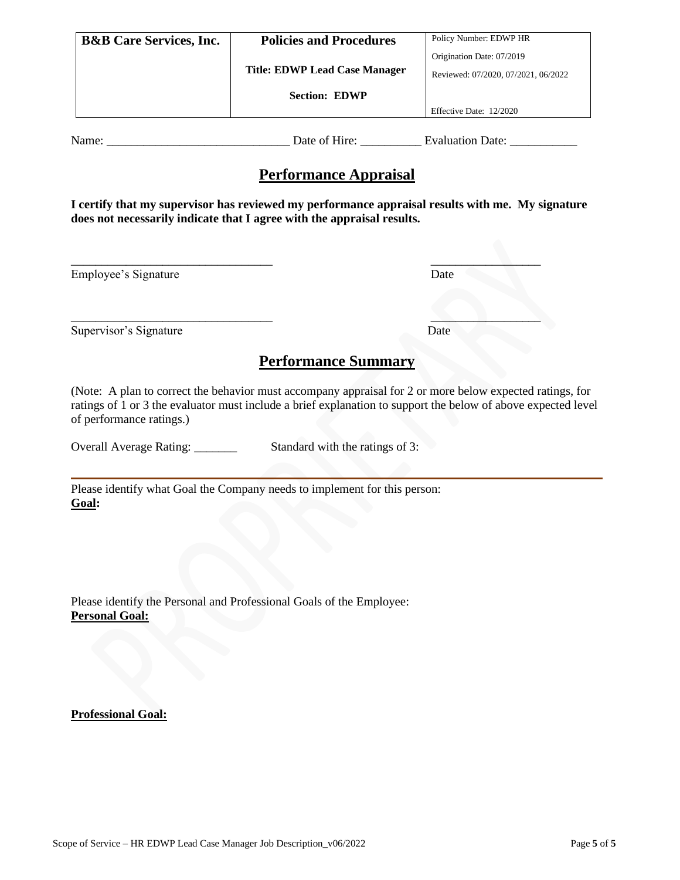| B&B Care Services, Inc. | Policies and Procedures | Policy Number: EDWP HR |
|---|---|---|
| | **Title: EDWP Lead Case Manager** | Origination Date: 07/2019 |
| | | Reviewed: 07/2020, 07/2021, 06/2022 |
| | **Section: EDWP** | Effective Date: 12/2020 |

Name: _____________________________ Date of Hire: __________ Evaluation Date: ___________

## Performance Appraisal

**I certify that my supervisor has reviewed my performance appraisal results with me. My signature does not necessarily indicate that I agree with the appraisal results.**

_________________________________ ___________________
Employee's Signature Date

_________________________________ ___________________
Supervisor's Signature Date

## Performance Summary

(Note: A plan to correct the behavior must accompany appraisal for 2 or more below expected ratings, for ratings of 1 or 3 the evaluator must include a brief explanation to support the below of above expected level of performance ratings.)

Overall Average Rating: _______ Standard with the ratings of 3:

---

Please identify what Goal the Company needs to implement for this person:
**Goal:**

Please identify the Personal and Professional Goals of the Employee:
**Personal Goal:**

**Professional Goal:**